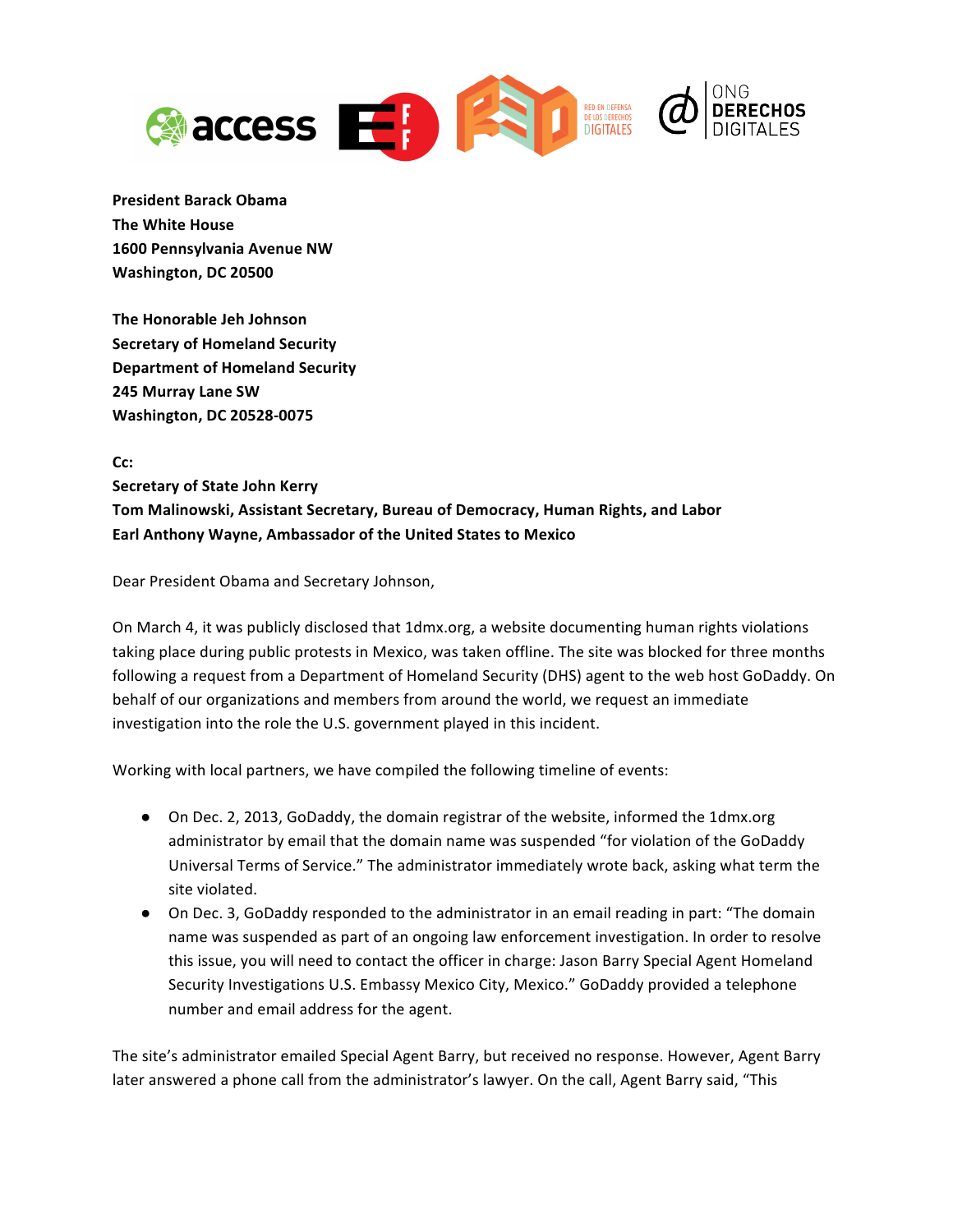**President Barack Obama**
**The White House**
**1600 Pennsylvania Avenue NW**
**Washington, DC 20500**

**The Honorable Jeh Johnson**
**Secretary of Homeland Security**
**Department of Homeland Security**
**245 Murray Lane SW**
**Washington, DC 20528-0075**

**Cc:**
**Secretary of State John Kerry**
**Tom Malinowski, Assistant Secretary, Bureau of Democracy, Human Rights, and Labor**
**Earl Anthony Wayne, Ambassador of the United States to Mexico**

Dear President Obama and Secretary Johnson,

On March 4, it was publicly disclosed that 1dmx.org, a website documenting human rights violations taking place during public protests in Mexico, was taken offline. The site was blocked for three months following a request from a Department of Homeland Security (DHS) agent to the web host GoDaddy. On behalf of our organizations and members from around the world, we request an immediate investigation into the role the U.S. government played in this incident.

Working with local partners, we have compiled the following timeline of events:

- On Dec. 2, 2013, GoDaddy, the domain registrar of the website, informed the 1dmx.org administrator by email that the domain name was suspended "for violation of the GoDaddy Universal Terms of Service." The administrator immediately wrote back, asking what term the site violated.
- On Dec. 3, GoDaddy responded to the administrator in an email reading in part: "The domain name was suspended as part of an ongoing law enforcement investigation. In order to resolve this issue, you will need to contact the officer in charge: Jason Barry Special Agent Homeland Security Investigations U.S. Embassy Mexico City, Mexico." GoDaddy provided a telephone number and email address for the agent.

The site's administrator emailed Special Agent Barry, but received no response. However, Agent Barry later answered a phone call from the administrator's lawyer. On the call, Agent Barry said, "This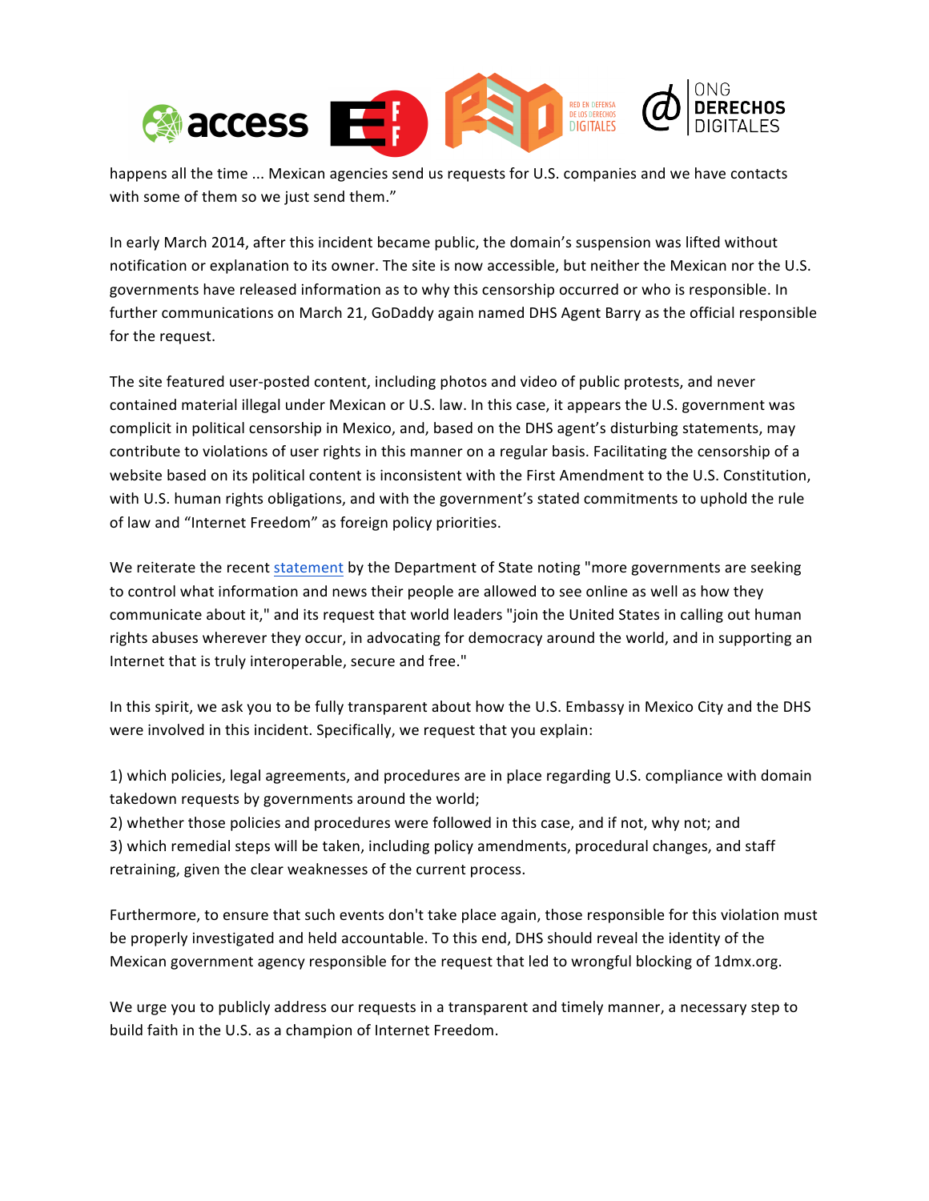happens all the time ... Mexican agencies send us requests for U.S. companies and we have contacts with some of them so we just send them."

In early March 2014, after this incident became public, the domain's suspension was lifted without notification or explanation to its owner. The site is now accessible, but neither the Mexican nor the U.S. governments have released information as to why this censorship occurred or who is responsible. In further communications on March 21, GoDaddy again named DHS Agent Barry as the official responsible for the request.

The site featured user-posted content, including photos and video of public protests, and never contained material illegal under Mexican or U.S. law. In this case, it appears the U.S. government was complicit in political censorship in Mexico, and, based on the DHS agent's disturbing statements, may contribute to violations of user rights in this manner on a regular basis. Facilitating the censorship of a website based on its political content is inconsistent with the First Amendment to the U.S. Constitution, with U.S. human rights obligations, and with the government's stated commitments to uphold the rule of law and "Internet Freedom" as foreign policy priorities.

We reiterate the recent statement by the Department of State noting "more governments are seeking to control what information and news their people are allowed to see online as well as how they communicate about it," and its request that world leaders "join the United States in calling out human rights abuses wherever they occur, in advocating for democracy around the world, and in supporting an Internet that is truly interoperable, secure and free."

In this spirit, we ask you to be fully transparent about how the U.S. Embassy in Mexico City and the DHS were involved in this incident. Specifically, we request that you explain:

1) which policies, legal agreements, and procedures are in place regarding U.S. compliance with domain takedown requests by governments around the world;
2) whether those policies and procedures were followed in this case, and if not, why not; and
3) which remedial steps will be taken, including policy amendments, procedural changes, and staff retraining, given the clear weaknesses of the current process.

Furthermore, to ensure that such events don't take place again, those responsible for this violation must be properly investigated and held accountable. To this end, DHS should reveal the identity of the Mexican government agency responsible for the request that led to wrongful blocking of 1dmx.org.

We urge you to publicly address our requests in a transparent and timely manner, a necessary step to build faith in the U.S. as a champion of Internet Freedom.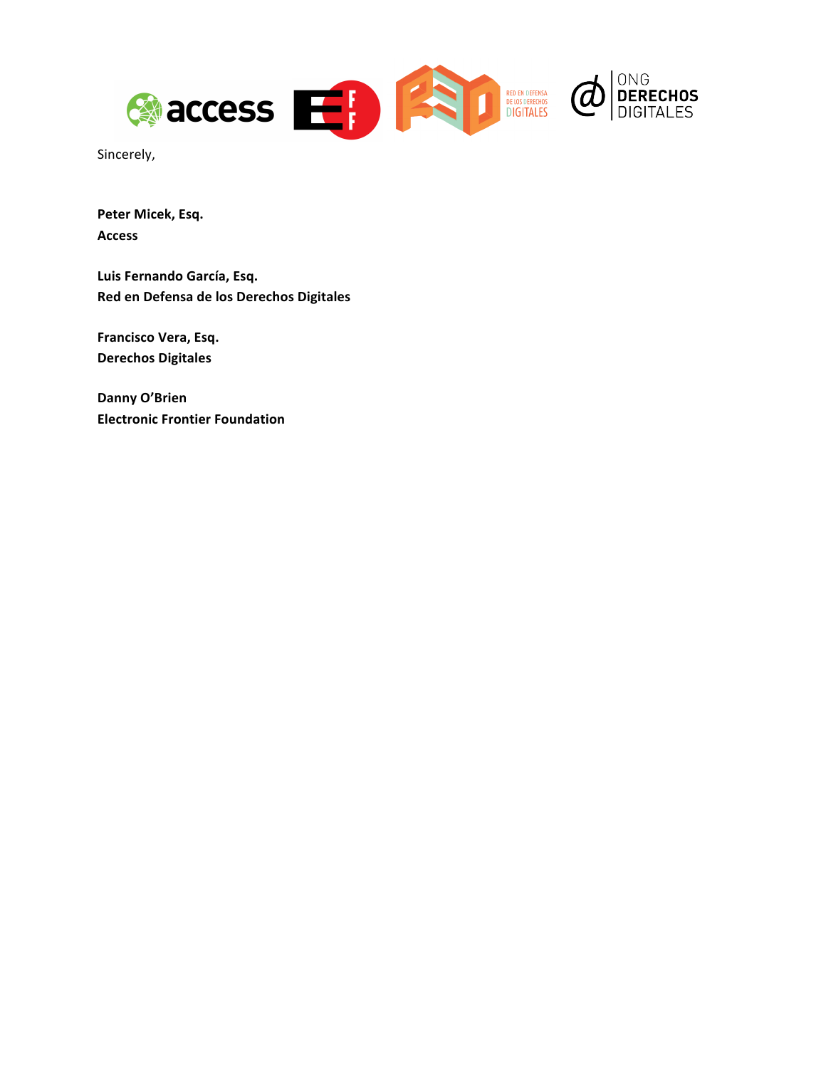Sincerely,

**Peter Micek, Esq.**
**Access**

**Luis Fernando García, Esq.**
**Red en Defensa de los Derechos Digitales**

**Francisco Vera, Esq.**
**Derechos Digitales**

**Danny O'Brien**
**Electronic Frontier Foundation**